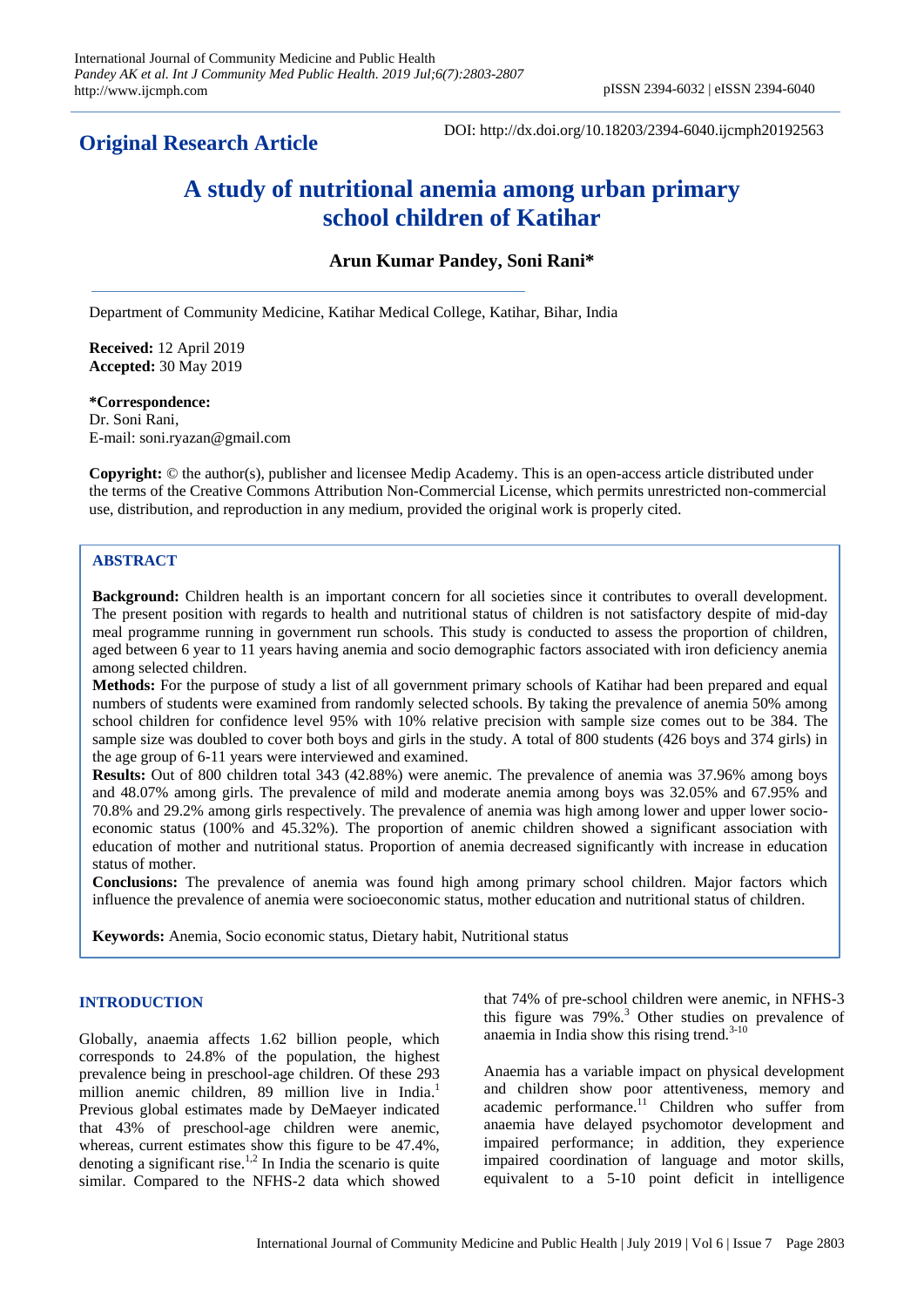**Original Research Article**

DOI: http://dx.doi.org/10.18203/2394-6040.ijcmph20192563

# A study of nutritional anemia among urban primary school children of Katihar

**Arun Kumar Pandey, Soni Rani***

Department of Community Medicine, Katihar Medical College, Katihar, Bihar, India

**Received:** 12 April 2019
**Accepted:** 30 May 2019

**\*Correspondence:**
Dr. Soni Rani,
E-mail: soni.ryazan@gmail.com

**Copyright:** © the author(s), publisher and licensee Medip Academy. This is an open-access article distributed under the terms of the Creative Commons Attribution Non-Commercial License, which permits unrestricted non-commercial use, distribution, and reproduction in any medium, provided the original work is properly cited.

## ABSTRACT

**Background:** Children health is an important concern for all societies since it contributes to overall development. The present position with regards to health and nutritional status of children is not satisfactory despite of mid-day meal programme running in government run schools. This study is conducted to assess the proportion of children, aged between 6 year to 11 years having anemia and socio demographic factors associated with iron deficiency anemia among selected children.

**Methods:** For the purpose of study a list of all government primary schools of Katihar had been prepared and equal numbers of students were examined from randomly selected schools. By taking the prevalence of anemia 50% among school children for confidence level 95% with 10% relative precision with sample size comes out to be 384. The sample size was doubled to cover both boys and girls in the study. A total of 800 students (426 boys and 374 girls) in the age group of 6-11 years were interviewed and examined.

**Results:** Out of 800 children total 343 (42.88%) were anemic. The prevalence of anemia was 37.96% among boys and 48.07% among girls. The prevalence of mild and moderate anemia among boys was 32.05% and 67.95% and 70.8% and 29.2% among girls respectively. The prevalence of anemia was high among lower and upper lower socio-economic status (100% and 45.32%). The proportion of anemic children showed a significant association with education of mother and nutritional status. Proportion of anemia decreased significantly with increase in education status of mother.

**Conclusions:** The prevalence of anemia was found high among primary school children. Major factors which influence the prevalence of anemia were socioeconomic status, mother education and nutritional status of children.

**Keywords:** Anemia, Socio economic status, Dietary habit, Nutritional status

## INTRODUCTION

Globally, anaemia affects 1.62 billion people, which corresponds to 24.8% of the population, the highest prevalence being in preschool-age children. Of these 293 million anemic children, 89 million live in India.[1] Previous global estimates made by DeMaeyer indicated that 43% of preschool-age children were anemic, whereas, current estimates show this figure to be 47.4%, denoting a significant rise.[1,2] In India the scenario is quite similar. Compared to the NFHS-2 data which showed that 74% of pre-school children were anemic, in NFHS-3 this figure was 79%.[3] Other studies on prevalence of anaemia in India show this rising trend.[3-10]

Anaemia has a variable impact on physical development and children show poor attentiveness, memory and academic performance.[11] Children who suffer from anaemia have delayed psychomotor development and impaired performance; in addition, they experience impaired coordination of language and motor skills, equivalent to a 5-10 point deficit in intelligence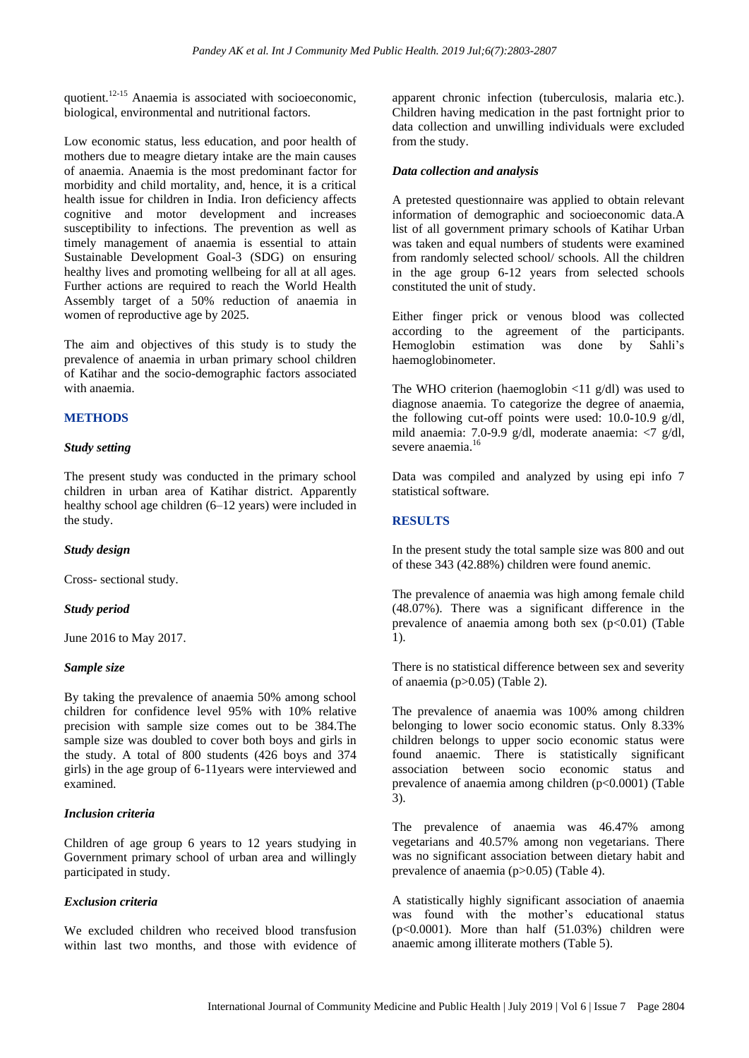quotient.[12-15] Anaemia is associated with socioeconomic, biological, environmental and nutritional factors.

Low economic status, less education, and poor health of mothers due to meagre dietary intake are the main causes of anaemia. Anaemia is the most predominant factor for morbidity and child mortality, and, hence, it is a critical health issue for children in India. Iron deficiency affects cognitive and motor development and increases susceptibility to infections. The prevention as well as timely management of anaemia is essential to attain Sustainable Development Goal-3 (SDG) on ensuring healthy lives and promoting wellbeing for all at all ages. Further actions are required to reach the World Health Assembly target of a 50% reduction of anaemia in women of reproductive age by 2025.

The aim and objectives of this study is to study the prevalence of anaemia in urban primary school children of Katihar and the socio-demographic factors associated with anaemia.

## METHODS

### *Study setting*

The present study was conducted in the primary school children in urban area of Katihar district. Apparently healthy school age children (6–12 years) were included in the study.

### *Study design*

Cross- sectional study.

### *Study period*

June 2016 to May 2017.

### *Sample size*

By taking the prevalence of anaemia 50% among school children for confidence level 95% with 10% relative precision with sample size comes out to be 384.The sample size was doubled to cover both boys and girls in the study. A total of 800 students (426 boys and 374 girls) in the age group of 6-11years were interviewed and examined.

### *Inclusion criteria*

Children of age group 6 years to 12 years studying in Government primary school of urban area and willingly participated in study.

### *Exclusion criteria*

We excluded children who received blood transfusion within last two months, and those with evidence of apparent chronic infection (tuberculosis, malaria etc.). Children having medication in the past fortnight prior to data collection and unwilling individuals were excluded from the study.

### *Data collection and analysis*

A pretested questionnaire was applied to obtain relevant information of demographic and socioeconomic data.A list of all government primary schools of Katihar Urban was taken and equal numbers of students were examined from randomly selected school/ schools. All the children in the age group 6-12 years from selected schools constituted the unit of study.

Either finger prick or venous blood was collected according to the agreement of the participants. Hemoglobin estimation was done by Sahli's haemoglobinometer.

The WHO criterion (haemoglobin <11 g/dl) was used to diagnose anaemia. To categorize the degree of anaemia, the following cut-off points were used: 10.0-10.9 g/dl, mild anaemia: 7.0-9.9 g/dl, moderate anaemia: <7 g/dl, severe anaemia.[16]

Data was compiled and analyzed by using epi info 7 statistical software.

## RESULTS

In the present study the total sample size was 800 and out of these 343 (42.88%) children were found anemic.

The prevalence of anaemia was high among female child (48.07%). There was a significant difference in the prevalence of anaemia among both sex ($p<0.01$) (Table 1).

There is no statistical difference between sex and severity of anaemia ($p>0.05$) (Table 2).

The prevalence of anaemia was 100% among children belonging to lower socio economic status. Only 8.33% children belongs to upper socio economic status were found anaemic. There is statistically significant association between socio economic status and prevalence of anaemia among children ($p<0.0001$) (Table 3).

The prevalence of anaemia was 46.47% among vegetarians and 40.57% among non vegetarians. There was no significant association between dietary habit and prevalence of anaemia ($p>0.05$) (Table 4).

A statistically highly significant association of anaemia was found with the mother's educational status ($p<0.0001$). More than half (51.03%) children were anaemic among illiterate mothers (Table 5).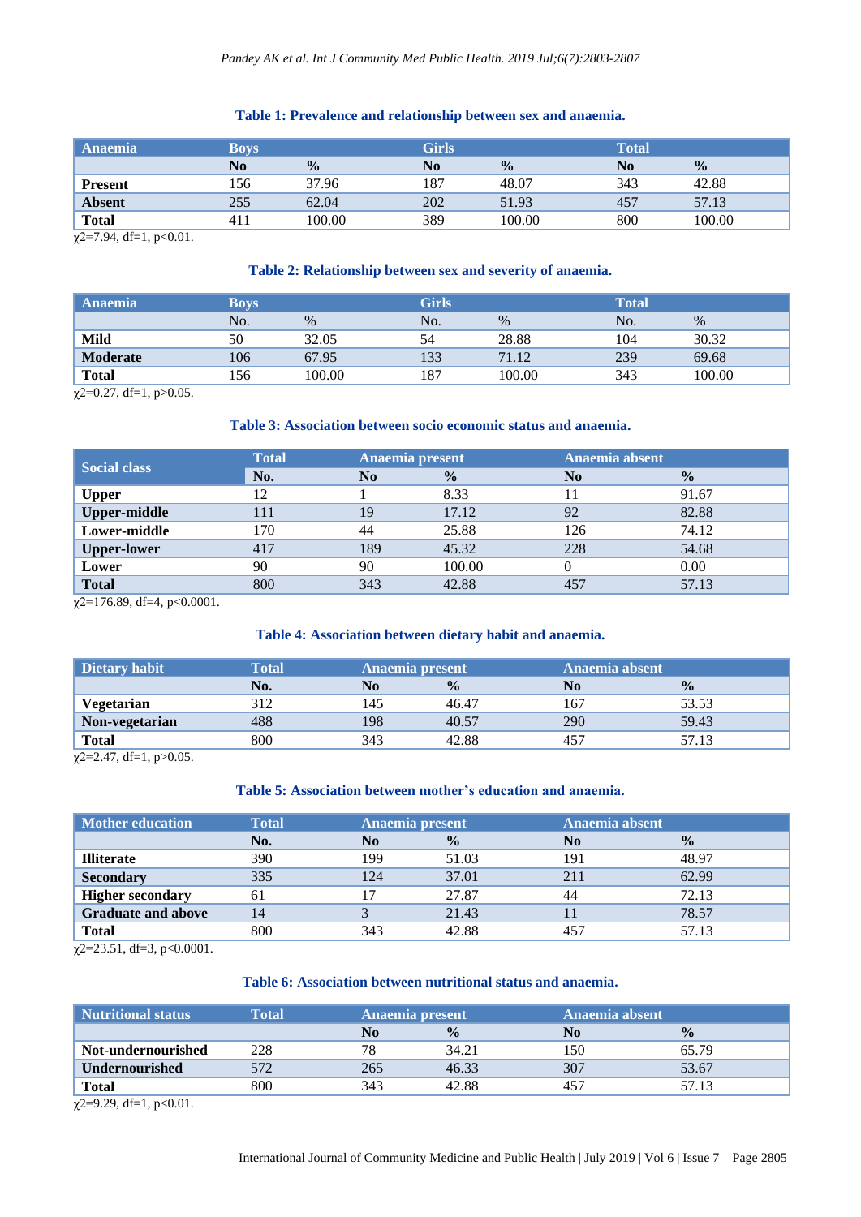**Table 1: Prevalence and relationship between sex and anaemia.**

| Anaemia | Boys | | Girls | | Total | |
|---|---|---|---|---|---|---|
| | No | % | No | % | No | % |
| **Present** | 156 | 37.96 | 187 | 48.07 | 343 | 42.88 |
| **Absent** | 255 | 62.04 | 202 | 51.93 | 457 | 57.13 |
| **Total** | 411 | 100.00 | 389 | 100.00 | 800 | 100.00 |

$\chi 2=7.94$, df=1, $p<0.01$.

**Table 2: Relationship between sex and severity of anaemia.**

| Anaemia | Boys | | Girls | | Total | |
|---|---|---|---|---|---|---|
| | No. | % | No. | % | No. | % |
| **Mild** | 50 | 32.05 | 54 | 28.88 | 104 | 30.32 |
| **Moderate** | 106 | 67.95 | 133 | 71.12 | 239 | 69.68 |
| **Total** | 156 | 100.00 | 187 | 100.00 | 343 | 100.00 |

$\chi 2=0.27$, df=1, $p>0.05$.

**Table 3: Association between socio economic status and anaemia.**

| Social class | Total | Anaemia present | | Anaemia absent | |
|---|---|---|---|---|---|
| | No. | No | % | No | % |
| **Upper** | 12 | 1 | 8.33 | 11 | 91.67 |
| **Upper-middle** | 111 | 19 | 17.12 | 92 | 82.88 |
| **Lower-middle** | 170 | 44 | 25.88 | 126 | 74.12 |
| **Upper-lower** | 417 | 189 | 45.32 | 228 | 54.68 |
| **Lower** | 90 | 90 | 100.00 | 0 | 0.00 |
| **Total** | 800 | 343 | 42.88 | 457 | 57.13 |

$\chi 2=176.89$, df=4, $p<0.0001$.

**Table 4: Association between dietary habit and anaemia.**

| Dietary habit | Total | Anaemia present | | Anaemia absent | |
|---|---|---|---|---|---|
| | No. | No | % | No | % |
| **Vegetarian** | 312 | 145 | 46.47 | 167 | 53.53 |
| **Non-vegetarian** | 488 | 198 | 40.57 | 290 | 59.43 |
| **Total** | 800 | 343 | 42.88 | 457 | 57.13 |

$\chi 2=2.47$, df=1, $p>0.05$.

**Table 5: Association between mother's education and anaemia.**

| Mother education | Total | Anaemia present | | Anaemia absent | |
|---|---|---|---|---|---|
| | No. | No | % | No | % |
| **Illiterate** | 390 | 199 | 51.03 | 191 | 48.97 |
| **Secondary** | 335 | 124 | 37.01 | 211 | 62.99 |
| **Higher secondary** | 61 | 17 | 27.87 | 44 | 72.13 |
| **Graduate and above** | 14 | 3 | 21.43 | 11 | 78.57 |
| **Total** | 800 | 343 | 42.88 | 457 | 57.13 |

$\chi 2=23.51$, df=3, $p<0.0001$.

**Table 6: Association between nutritional status and anaemia.**

| Nutritional status | Total | Anaemia present | | Anaemia absent | |
|---|---|---|---|---|---|
| | | No | % | No | % |
| **Not-undernourished** | 228 | 78 | 34.21 | 150 | 65.79 |
| **Undernourished** | 572 | 265 | 46.33 | 307 | 53.67 |
| **Total** | 800 | 343 | 42.88 | 457 | 57.13 |

$\chi 2=9.29$, df=1, $p<0.01$.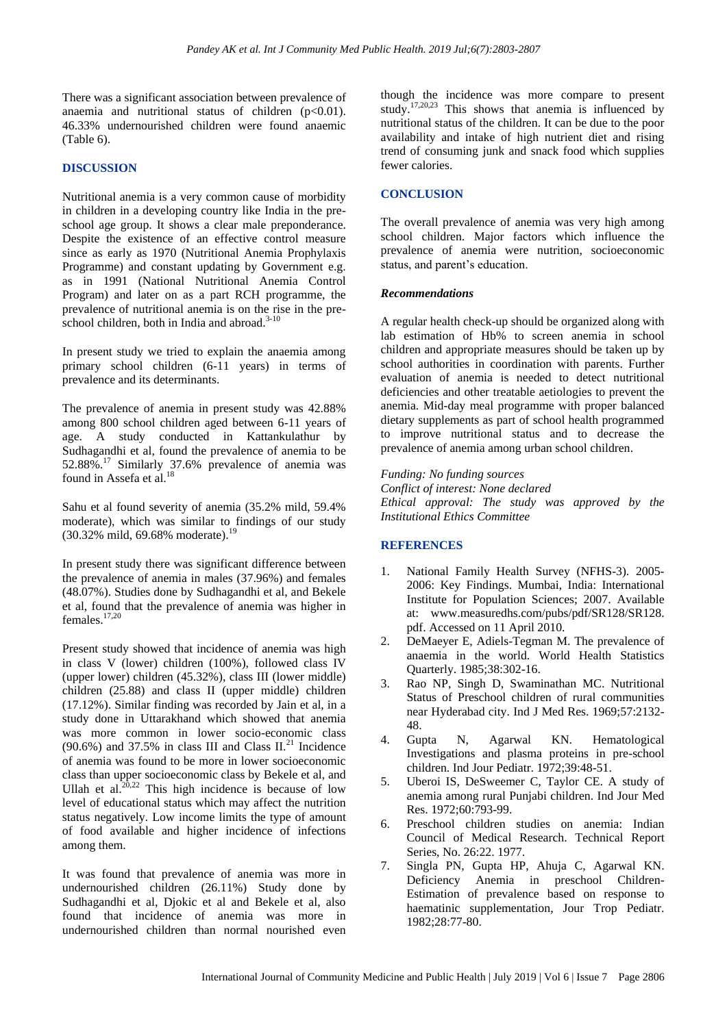There was a significant association between prevalence of anaemia and nutritional status of children ($p<0.01$). 46.33% undernourished children were found anaemic (Table 6).

## DISCUSSION

Nutritional anemia is a very common cause of morbidity in children in a developing country like India in the pre-school age group. It shows a clear male preponderance. Despite the existence of an effective control measure since as early as 1970 (Nutritional Anemia Prophylaxis Programme) and constant updating by Government e.g. as in 1991 (National Nutritional Anemia Control Program) and later on as a part RCH programme, the prevalence of nutritional anemia is on the rise in the pre-school children, both in India and abroad.[3-10]

In present study we tried to explain the anaemia among primary school children (6-11 years) in terms of prevalence and its determinants.

The prevalence of anemia in present study was 42.88% among 800 school children aged between 6-11 years of age. A study conducted in Kattankulathur by Sudhagandhi et al, found the prevalence of anemia to be 52.88%.[17] Similarly 37.6% prevalence of anemia was found in Assefa et al.[18]

Sahu et al found severity of anemia (35.2% mild, 59.4% moderate), which was similar to findings of our study (30.32% mild, 69.68% moderate).[19]

In present study there was significant difference between the prevalence of anemia in males (37.96%) and females (48.07%). Studies done by Sudhagandhi et al, and Bekele et al, found that the prevalence of anemia was higher in females.[17,20]

Present study showed that incidence of anemia was high in class V (lower) children (100%), followed class IV (upper lower) children (45.32%), class III (lower middle) children (25.88) and class II (upper middle) children (17.12%). Similar finding was recorded by Jain et al, in a study done in Uttarakhand which showed that anemia was more common in lower socio-economic class (90.6%) and 37.5% in class III and Class II.[21] Incidence of anemia was found to be more in lower socioeconomic class than upper socioeconomic class by Bekele et al, and Ullah et al.[20,22] This high incidence is because of low level of educational status which may affect the nutrition status negatively. Low income limits the type of amount of food available and higher incidence of infections among them.

It was found that prevalence of anemia was more in undernourished children (26.11%) Study done by Sudhagandhi et al, Djokic et al and Bekele et al, also found that incidence of anemia was more in undernourished children than normal nourished even though the incidence was more compare to present study.[17,20,23] This shows that anemia is influenced by nutritional status of the children. It can be due to the poor availability and intake of high nutrient diet and rising trend of consuming junk and snack food which supplies fewer calories.

## CONCLUSION

The overall prevalence of anemia was very high among school children. Major factors which influence the prevalence of anemia were nutrition, socioeconomic status, and parent's education.

### *Recommendations*

A regular health check-up should be organized along with lab estimation of Hb% to screen anemia in school children and appropriate measures should be taken up by school authorities in coordination with parents. Further evaluation of anemia is needed to detect nutritional deficiencies and other treatable aetiologies to prevent the anemia. Mid-day meal programme with proper balanced dietary supplements as part of school health programmed to improve nutritional status and to decrease the prevalence of anemia among urban school children.

*Funding: No funding sources*
*Conflict of interest: None declared*
*Ethical approval: The study was approved by the Institutional Ethics Committee*

## REFERENCES

1. National Family Health Survey (NFHS-3). 2005-2006: Key Findings. Mumbai, India: International Institute for Population Sciences; 2007. Available at: www.measuredhs.com/pubs/pdf/SR128/SR128.pdf. Accessed on 11 April 2010.
2. DeMaeyer E, Adiels-Tegman M. The prevalence of anaemia in the world. World Health Statistics Quarterly. 1985;38:302-16.
3. Rao NP, Singh D, Swaminathan MC. Nutritional Status of Preschool children of rural communities near Hyderabad city. Ind J Med Res. 1969;57:2132-48.
4. Gupta N, Agarwal KN. Hematological Investigations and plasma proteins in pre-school children. Ind Jour Pediatr. 1972;39:48-51.
5. Uberoi IS, DeSweemer C, Taylor CE. A study of anemia among rural Punjabi children. Ind Jour Med Res. 1972;60:793-99.
6. Preschool children studies on anemia: Indian Council of Medical Research. Technical Report Series, No. 26:22. 1977.
7. Singla PN, Gupta HP, Ahuja C, Agarwal KN. Deficiency Anemia in preschool Children-Estimation of prevalence based on response to haematinic supplementation, Jour Trop Pediatr. 1982;28:77-80.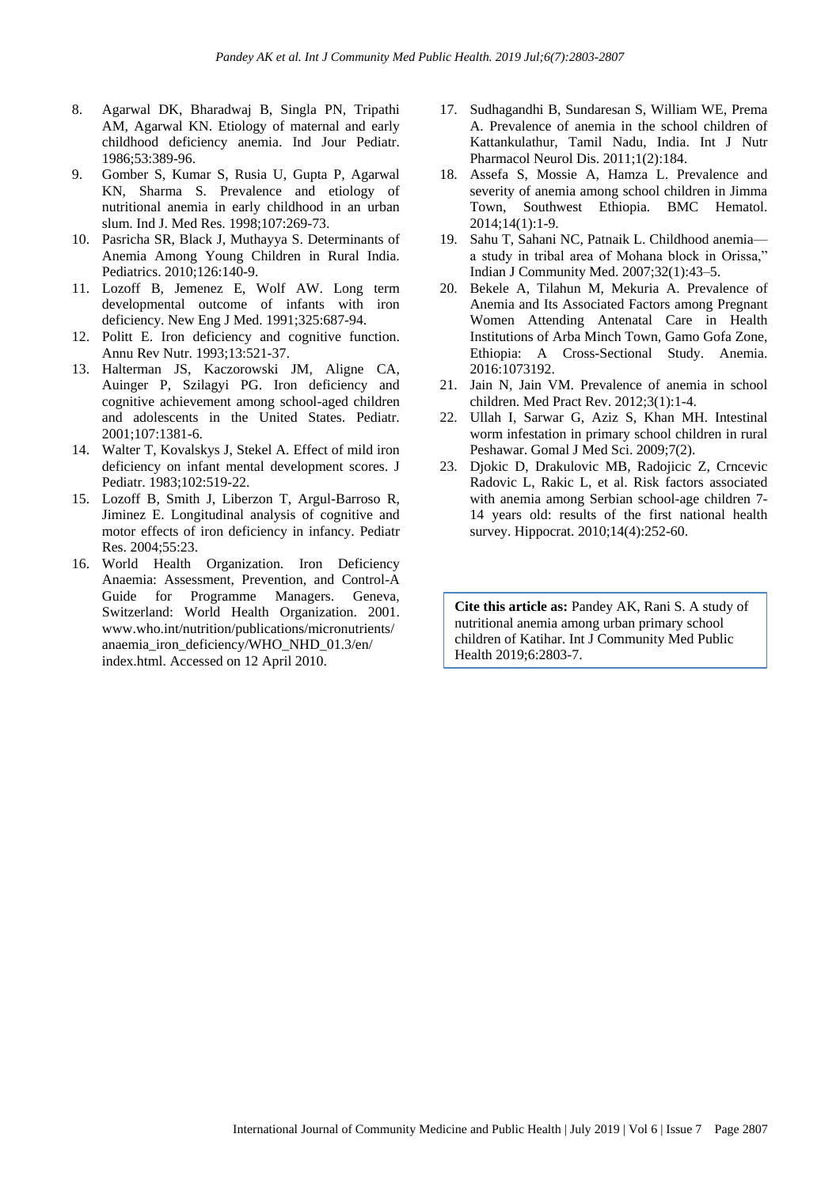8. Agarwal DK, Bharadwaj B, Singla PN, Tripathi AM, Agarwal KN. Etiology of maternal and early childhood deficiency anemia. Ind Jour Pediatr. 1986;53:389-96.
9. Gomber S, Kumar S, Rusia U, Gupta P, Agarwal KN, Sharma S. Prevalence and etiology of nutritional anemia in early childhood in an urban slum. Ind J. Med Res. 1998;107:269-73.
10. Pasricha SR, Black J, Muthayya S. Determinants of Anemia Among Young Children in Rural India. Pediatrics. 2010;126:140-9.
11. Lozoff B, Jemenez E, Wolf AW. Long term developmental outcome of infants with iron deficiency. New Eng J Med. 1991;325:687-94.
12. Politt E. Iron deficiency and cognitive function. Annu Rev Nutr. 1993;13:521-37.
13. Halterman JS, Kaczorowski JM, Aligne CA, Auinger P, Szilagyi PG. Iron deficiency and cognitive achievement among school-aged children and adolescents in the United States. Pediatr. 2001;107:1381-6.
14. Walter T, Kovalskys J, Stekel A. Effect of mild iron deficiency on infant mental development scores. J Pediatr. 1983;102:519-22.
15. Lozoff B, Smith J, Liberzon T, Argul-Barroso R, Jiminez E. Longitudinal analysis of cognitive and motor effects of iron deficiency in infancy. Pediatr Res. 2004;55:23.
16. World Health Organization. Iron Deficiency Anaemia: Assessment, Prevention, and Control-A Guide for Programme Managers. Geneva, Switzerland: World Health Organization. 2001. www.who.int/nutrition/publications/micronutrients/anaemia_iron_deficiency/WHO_NHD_01.3/en/index.html. Accessed on 12 April 2010.
17. Sudhagandhi B, Sundaresan S, William WE, Prema A. Prevalence of anemia in the school children of Kattankulathur, Tamil Nadu, India. Int J Nutr Pharmacol Neurol Dis. 2011;1(2):184.
18. Assefa S, Mossie A, Hamza L. Prevalence and severity of anemia among school children in Jimma Town, Southwest Ethiopia. BMC Hematol. 2014;14(1):1-9.
19. Sahu T, Sahani NC, Patnaik L. Childhood anemia—a study in tribal area of Mohana block in Orissa," Indian J Community Med. 2007;32(1):43–5.
20. Bekele A, Tilahun M, Mekuria A. Prevalence of Anemia and Its Associated Factors among Pregnant Women Attending Antenatal Care in Health Institutions of Arba Minch Town, Gamo Gofa Zone, Ethiopia: A Cross-Sectional Study. Anemia. 2016:1073192.
21. Jain N, Jain VM. Prevalence of anemia in school children. Med Pract Rev. 2012;3(1):1-4.
22. Ullah I, Sarwar G, Aziz S, Khan MH. Intestinal worm infestation in primary school children in rural Peshawar. Gomal J Med Sci. 2009;7(2).
23. Djokic D, Drakulovic MB, Radojicic Z, Crncevic Radovic L, Rakic L, et al. Risk factors associated with anemia among Serbian school-age children 7-14 years old: results of the first national health survey. Hippocrat. 2010;14(4):252-60.

**Cite this article as:** Pandey AK, Rani S. A study of nutritional anemia among urban primary school children of Katihar. Int J Community Med Public Health 2019;6:2803-7.